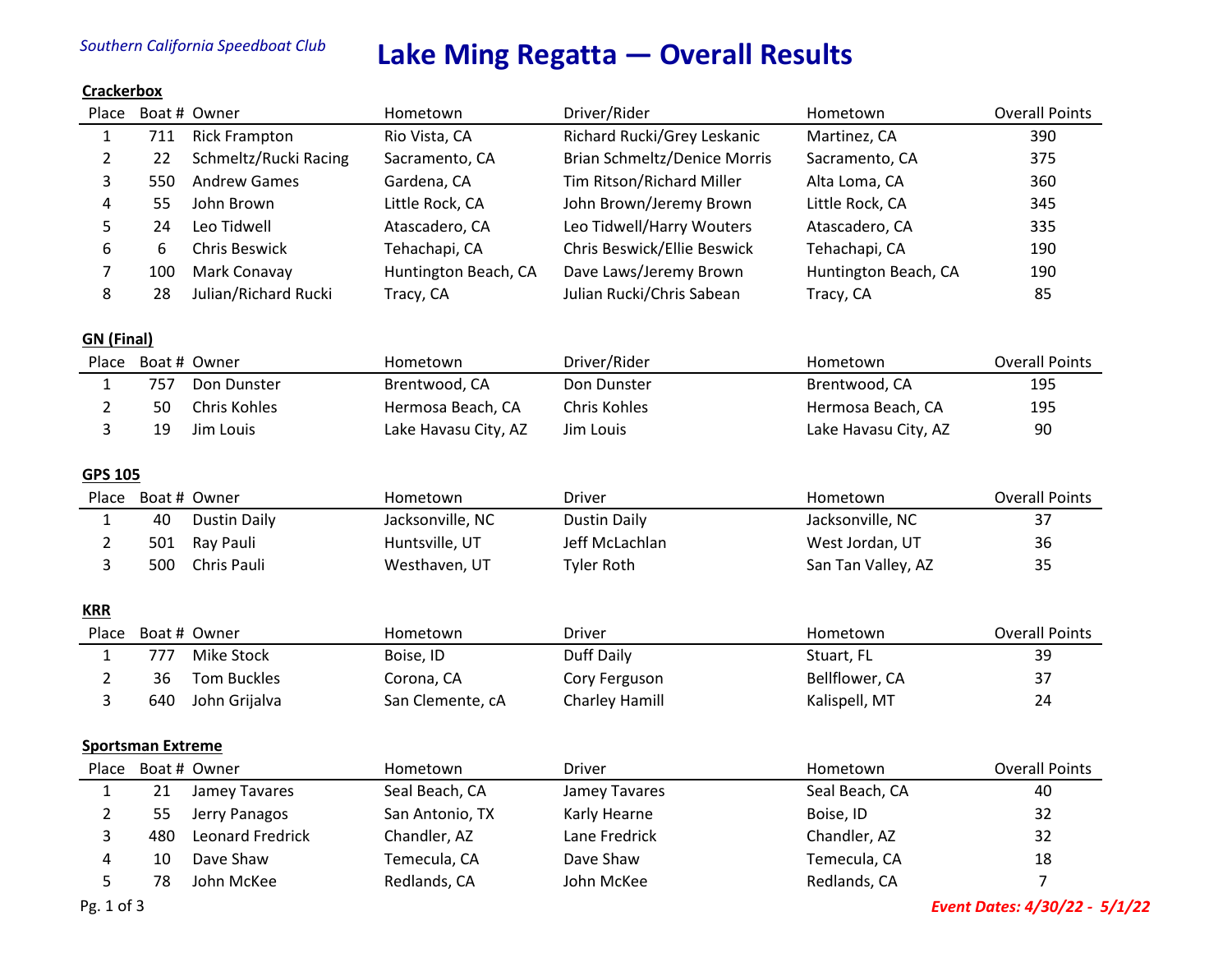*Southern California Speedboat Club*

# Lake Ming Regatta — Overall Results

## Crackerbox

| Place | Boat # | Owner | Hometown | Driver/Rider | Hometown | Overall Points |
|---|---|---|---|---|---|---|
| 1 | 711 | Rick Frampton | Rio Vista, CA | Richard Rucki/Grey Leskanic | Martinez, CA | 390 |
| 2 | 22 | Schmeltz/Rucki Racing | Sacramento, CA | Brian Schmeltz/Denice Morris | Sacramento, CA | 375 |
| 3 | 550 | Andrew Games | Gardena, CA | Tim Ritson/Richard Miller | Alta Loma, CA | 360 |
| 4 | 55 | John Brown | Little Rock, CA | John Brown/Jeremy Brown | Little Rock, CA | 345 |
| 5 | 24 | Leo Tidwell | Atascadero, CA | Leo Tidwell/Harry Wouters | Atascadero, CA | 335 |
| 6 | 6 | Chris Beswick | Tehachapi, CA | Chris Beswick/Ellie Beswick | Tehachapi, CA | 190 |
| 7 | 100 | Mark Conavay | Huntington Beach, CA | Dave Laws/Jeremy Brown | Huntington Beach, CA | 190 |
| 8 | 28 | Julian/Richard Rucki | Tracy, CA | Julian Rucki/Chris Sabean | Tracy, CA | 85 |

## GN (Final)

| Place | Boat # | Owner | Hometown | Driver/Rider | Hometown | Overall Points |
|---|---|---|---|---|---|---|
| 1 | 757 | Don Dunster | Brentwood, CA | Don Dunster | Brentwood, CA | 195 |
| 2 | 50 | Chris Kohles | Hermosa Beach, CA | Chris Kohles | Hermosa Beach, CA | 195 |
| 3 | 19 | Jim Louis | Lake Havasu City, AZ | Jim Louis | Lake Havasu City, AZ | 90 |

## GPS 105

| Place | Boat # | Owner | Hometown | Driver | Hometown | Overall Points |
|---|---|---|---|---|---|---|
| 1 | 40 | Dustin Daily | Jacksonville, NC | Dustin Daily | Jacksonville, NC | 37 |
| 2 | 501 | Ray Pauli | Huntsville, UT | Jeff McLachlan | West Jordan, UT | 36 |
| 3 | 500 | Chris Pauli | Westhaven, UT | Tyler Roth | San Tan Valley, AZ | 35 |

## KRR

| Place | Boat # | Owner | Hometown | Driver | Hometown | Overall Points |
|---|---|---|---|---|---|---|
| 1 | 777 | Mike Stock | Boise, ID | Duff Daily | Stuart, FL | 39 |
| 2 | 36 | Tom Buckles | Corona, CA | Cory Ferguson | Bellflower, CA | 37 |
| 3 | 640 | John Grijalva | San Clemente, cA | Charley Hamill | Kalispell, MT | 24 |

## Sportsman Extreme

| Place | Boat # | Owner | Hometown | Driver | Hometown | Overall Points |
|---|---|---|---|---|---|---|
| 1 | 21 | Jamey Tavares | Seal Beach, CA | Jamey Tavares | Seal Beach, CA | 40 |
| 2 | 55 | Jerry Panagos | San Antonio, TX | Karly Hearne | Boise, ID | 32 |
| 3 | 480 | Leonard Fredrick | Chandler, AZ | Lane Fredrick | Chandler, AZ | 32 |
| 4 | 10 | Dave Shaw | Temecula, CA | Dave Shaw | Temecula, CA | 18 |
| 5 | 78 | John McKee | Redlands, CA | John McKee | Redlands, CA | 7 |

***Event Dates: 4/30/22 - 5/1/22***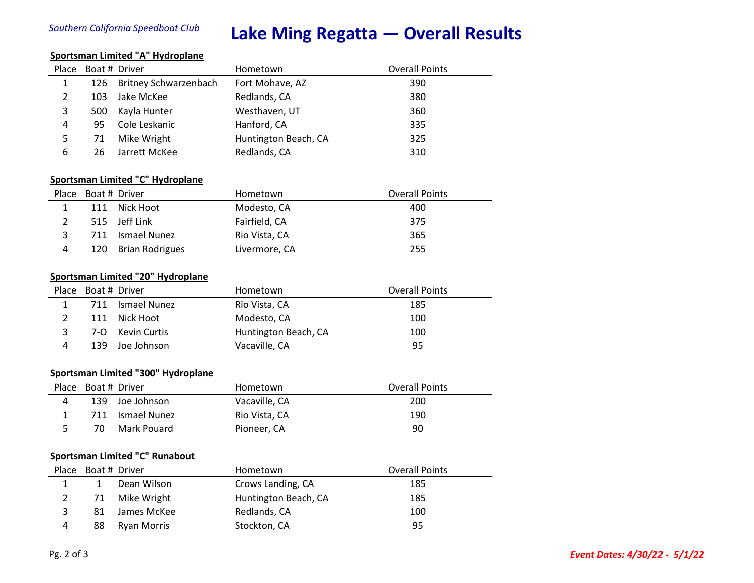*Southern California Speedboat Club*

# Lake Ming Regatta — Overall Results

### Sportsman Limited "A" Hydroplane

| Place | Boat # | Driver | Hometown | Overall Points |
|---|---|---|---|---|
| 1 | 126 | Britney Schwarzenbach | Fort Mohave, AZ | 390 |
| 2 | 103 | Jake McKee | Redlands, CA | 380 |
| 3 | 500 | Kayla Hunter | Westhaven, UT | 360 |
| 4 | 95 | Cole Leskanic | Hanford, CA | 335 |
| 5 | 71 | Mike Wright | Huntington Beach, CA | 325 |
| 6 | 26 | Jarrett McKee | Redlands, CA | 310 |

### Sportsman Limited "C" Hydroplane

| Place | Boat # | Driver | Hometown | Overall Points |
|---|---|---|---|---|
| 1 | 111 | Nick Hoot | Modesto, CA | 400 |
| 2 | 515 | Jeff Link | Fairfield, CA | 375 |
| 3 | 711 | Ismael Nunez | Rio Vista, CA | 365 |
| 4 | 120 | Brian Rodrigues | Livermore, CA | 255 |

### Sportsman Limited "20" Hydroplane

| Place | Boat # | Driver | Hometown | Overall Points |
|---|---|---|---|---|
| 1 | 711 | Ismael Nunez | Rio Vista, CA | 185 |
| 2 | 111 | Nick Hoot | Modesto, CA | 100 |
| 3 | 7-O | Kevin Curtis | Huntington Beach, CA | 100 |
| 4 | 139 | Joe Johnson | Vacaville, CA | 95 |

### Sportsman Limited "300" Hydroplane

| Place | Boat # | Driver | Hometown | Overall Points |
|---|---|---|---|---|
| 4 | 139 | Joe Johnson | Vacaville, CA | 200 |
| 1 | 711 | Ismael Nunez | Rio Vista, CA | 190 |
| 5 | 70 | Mark Pouard | Pioneer, CA | 90 |

### Sportsman Limited "C" Runabout

| Place | Boat # | Driver | Hometown | Overall Points |
|---|---|---|---|---|
| 1 | 1 | Dean Wilson | Crows Landing, CA | 185 |
| 2 | 71 | Mike Wright | Huntington Beach, CA | 185 |
| 3 | 81 | James McKee | Redlands, CA | 100 |
| 4 | 88 | Ryan Morris | Stockton, CA | 95 |

***Event Dates: 4/30/22 - 5/1/22***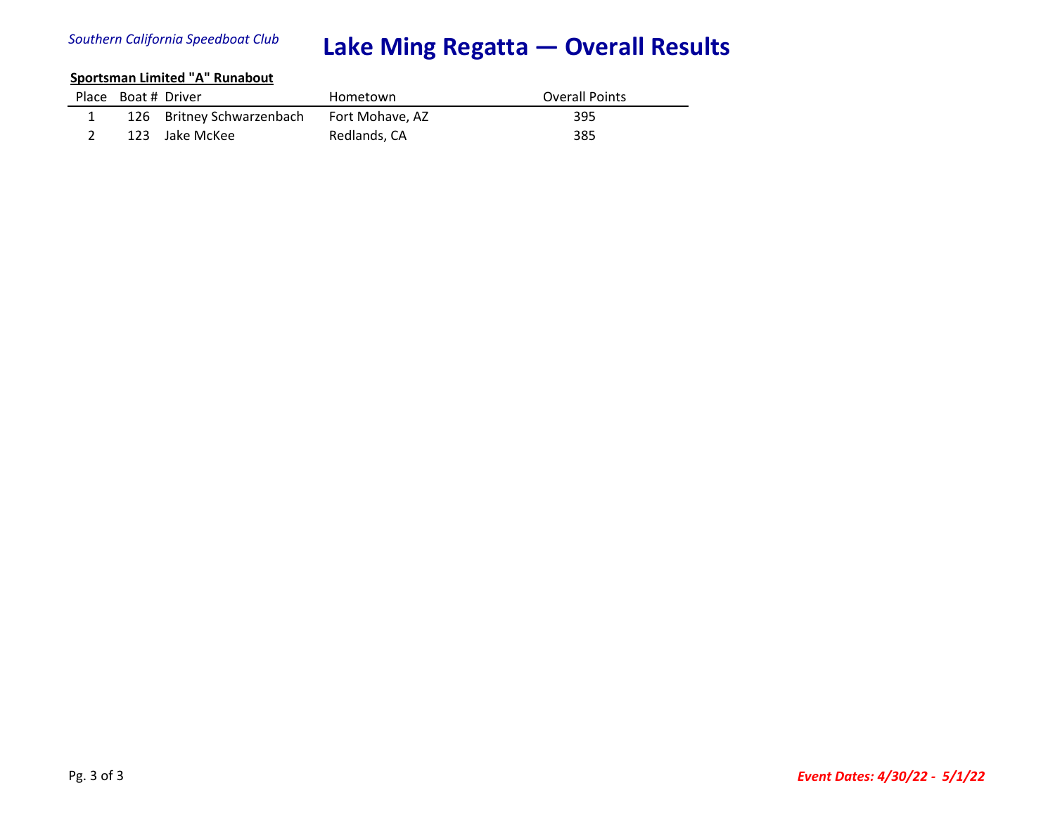Southern California Speedboat Club

# Lake Ming Regatta — Overall Results

**Sportsman Limited "A" Runabout**

| Place | Boat # | Driver | Hometown | Overall Points |
|---|---|---|---|---|
| 1 | 126 | Britney Schwarzenbach | Fort Mohave, AZ | 395 |
| 2 | 123 | Jake McKee | Redlands, CA | 385 |

***Event Dates: 4/30/22 - 5/1/22***